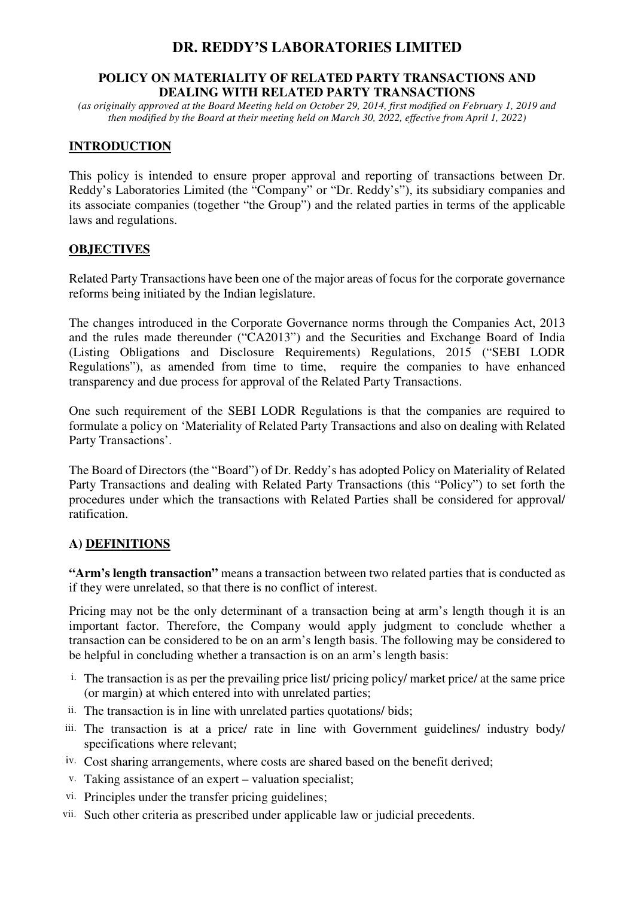# DR. REDDY'S LABORATORIES LIMITED

## POLICY ON MATERIALITY OF RELATED PARTY TRANSACTIONS AND DEALING WITH RELATED PARTY TRANSACTIONS

*(as originally approved at the Board Meeting held on October 29, 2014, first modified on February 1, 2019 and then modified by the Board at their meeting held on March 30, 2022, effective from April 1, 2022)*

### INTRODUCTION

This policy is intended to ensure proper approval and reporting of transactions between Dr. Reddy's Laboratories Limited (the "Company" or "Dr. Reddy's"), its subsidiary companies and its associate companies (together "the Group") and the related parties in terms of the applicable laws and regulations.

### OBJECTIVES

Related Party Transactions have been one of the major areas of focus for the corporate governance reforms being initiated by the Indian legislature.

The changes introduced in the Corporate Governance norms through the Companies Act, 2013 and the rules made thereunder ("CA2013") and the Securities and Exchange Board of India (Listing Obligations and Disclosure Requirements) Regulations, 2015 ("SEBI LODR Regulations"), as amended from time to time, require the companies to have enhanced transparency and due process for approval of the Related Party Transactions.

One such requirement of the SEBI LODR Regulations is that the companies are required to formulate a policy on 'Materiality of Related Party Transactions and also on dealing with Related Party Transactions'.

The Board of Directors (the "Board") of Dr. Reddy's has adopted Policy on Materiality of Related Party Transactions and dealing with Related Party Transactions (this "Policy") to set forth the procedures under which the transactions with Related Parties shall be considered for approval/ ratification.

### A) DEFINITIONS

**"Arm's length transaction"** means a transaction between two related parties that is conducted as if they were unrelated, so that there is no conflict of interest.

Pricing may not be the only determinant of a transaction being at arm's length though it is an important factor. Therefore, the Company would apply judgment to conclude whether a transaction can be considered to be on an arm's length basis. The following may be considered to be helpful in concluding whether a transaction is on an arm's length basis:

i. The transaction is as per the prevailing price list/ pricing policy/ market price/ at the same price (or margin) at which entered into with unrelated parties;

ii. The transaction is in line with unrelated parties quotations/ bids;

iii. The transaction is at a price/ rate in line with Government guidelines/ industry body/ specifications where relevant;

iv. Cost sharing arrangements, where costs are shared based on the benefit derived;

v. Taking assistance of an expert – valuation specialist;

vi. Principles under the transfer pricing guidelines;

vii. Such other criteria as prescribed under applicable law or judicial precedents.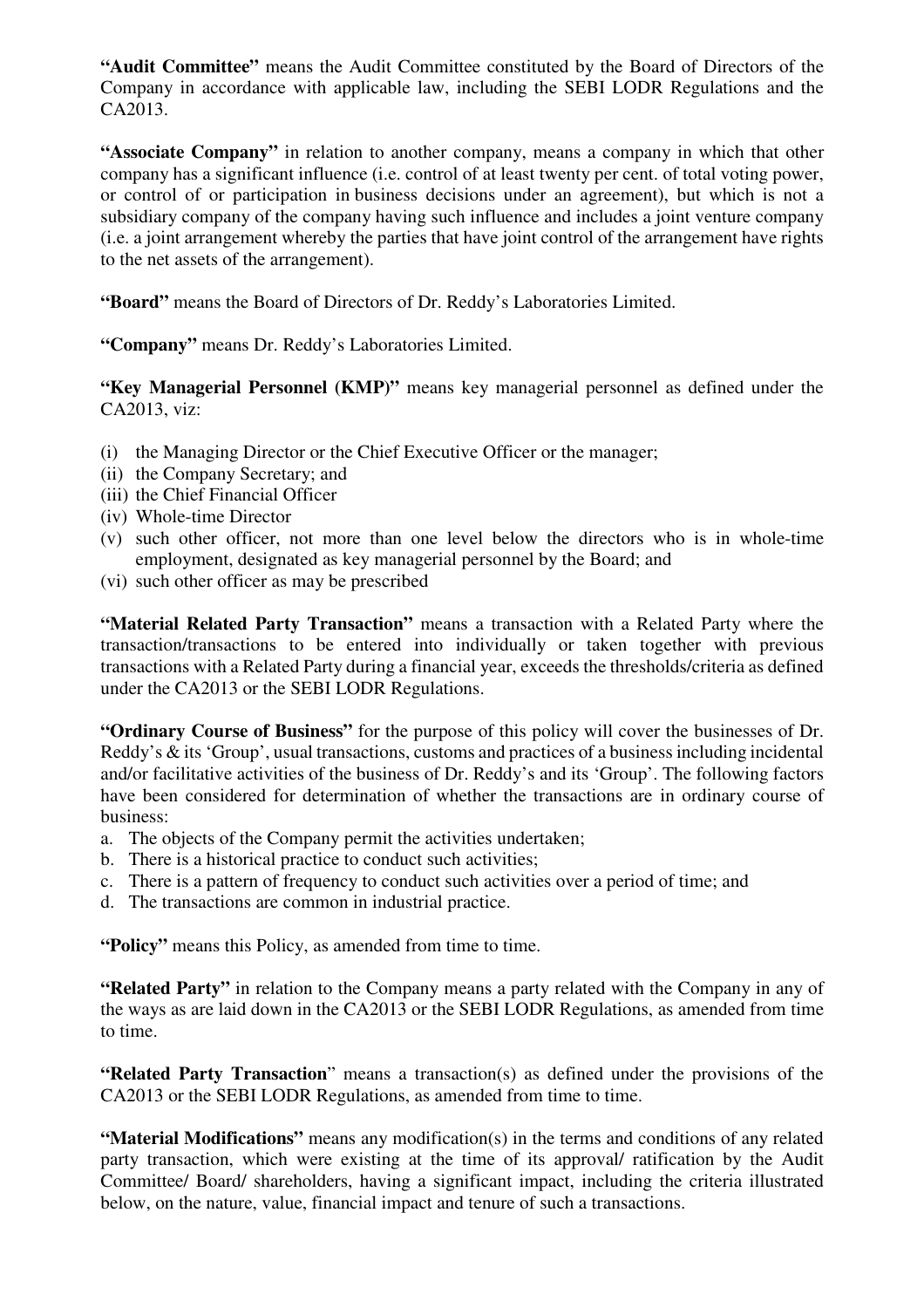**"Audit Committee"** means the Audit Committee constituted by the Board of Directors of the Company in accordance with applicable law, including the SEBI LODR Regulations and the CA2013.

**"Associate Company"** in relation to another company, means a company in which that other company has a significant influence (i.e. control of at least twenty per cent. of total voting power, or control of or participation in business decisions under an agreement), but which is not a subsidiary company of the company having such influence and includes a joint venture company (i.e. a joint arrangement whereby the parties that have joint control of the arrangement have rights to the net assets of the arrangement).

**"Board"** means the Board of Directors of Dr. Reddy's Laboratories Limited.

**"Company"** means Dr. Reddy's Laboratories Limited.

**"Key Managerial Personnel (KMP)"** means key managerial personnel as defined under the CA2013, viz:

(i) the Managing Director or the Chief Executive Officer or the manager;
(ii) the Company Secretary; and
(iii) the Chief Financial Officer
(iv) Whole-time Director
(v) such other officer, not more than one level below the directors who is in whole-time employment, designated as key managerial personnel by the Board; and
(vi) such other officer as may be prescribed

**"Material Related Party Transaction"** means a transaction with a Related Party where the transaction/transactions to be entered into individually or taken together with previous transactions with a Related Party during a financial year, exceeds the thresholds/criteria as defined under the CA2013 or the SEBI LODR Regulations.

**"Ordinary Course of Business"** for the purpose of this policy will cover the businesses of Dr. Reddy's & its 'Group', usual transactions, customs and practices of a business including incidental and/or facilitative activities of the business of Dr. Reddy's and its 'Group'. The following factors have been considered for determination of whether the transactions are in ordinary course of business:

a. The objects of the Company permit the activities undertaken;
b. There is a historical practice to conduct such activities;
c. There is a pattern of frequency to conduct such activities over a period of time; and
d. The transactions are common in industrial practice.

**"Policy"** means this Policy, as amended from time to time.

**"Related Party"** in relation to the Company means a party related with the Company in any of the ways as are laid down in the CA2013 or the SEBI LODR Regulations, as amended from time to time.

**"Related Party Transaction"** means a transaction(s) as defined under the provisions of the CA2013 or the SEBI LODR Regulations, as amended from time to time.

**"Material Modifications"** means any modification(s) in the terms and conditions of any related party transaction, which were existing at the time of its approval/ ratification by the Audit Committee/ Board/ shareholders, having a significant impact, including the criteria illustrated below, on the nature, value, financial impact and tenure of such a transactions.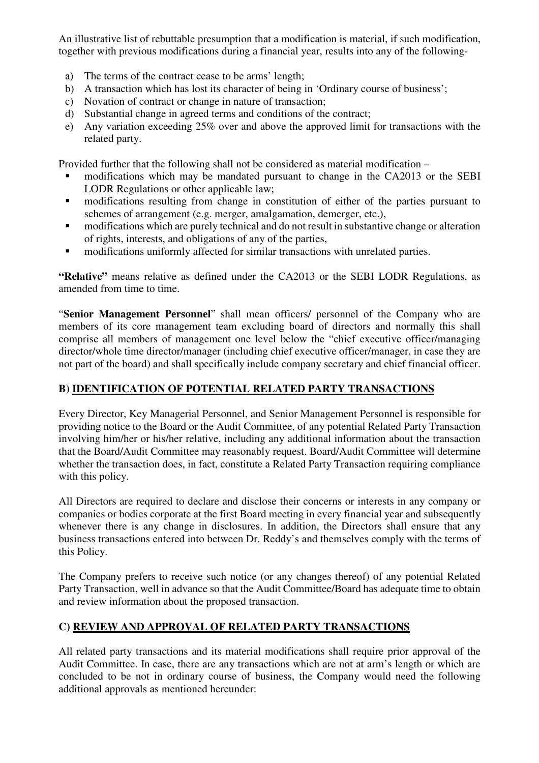An illustrative list of rebuttable presumption that a modification is material, if such modification, together with previous modifications during a financial year, results into any of the following-

a) The terms of the contract cease to be arms' length;
b) A transaction which has lost its character of being in 'Ordinary course of business';
c) Novation of contract or change in nature of transaction;
d) Substantial change in agreed terms and conditions of the contract;
e) Any variation exceeding 25% over and above the approved limit for transactions with the related party.

Provided further that the following shall not be considered as material modification –

- modifications which may be mandated pursuant to change in the CA2013 or the SEBI LODR Regulations or other applicable law;
- modifications resulting from change in constitution of either of the parties pursuant to schemes of arrangement (e.g. merger, amalgamation, demerger, etc.),
- modifications which are purely technical and do not result in substantive change or alteration of rights, interests, and obligations of any of the parties,
- modifications uniformly affected for similar transactions with unrelated parties.

**"Relative"** means relative as defined under the CA2013 or the SEBI LODR Regulations, as amended from time to time.

"**Senior Management Personnel**" shall mean officers/ personnel of the Company who are members of its core management team excluding board of directors and normally this shall comprise all members of management one level below the "chief executive officer/managing director/whole time director/manager (including chief executive officer/manager, in case they are not part of the board) and shall specifically include company secretary and chief financial officer.

## B) IDENTIFICATION OF POTENTIAL RELATED PARTY TRANSACTIONS

Every Director, Key Managerial Personnel, and Senior Management Personnel is responsible for providing notice to the Board or the Audit Committee, of any potential Related Party Transaction involving him/her or his/her relative, including any additional information about the transaction that the Board/Audit Committee may reasonably request. Board/Audit Committee will determine whether the transaction does, in fact, constitute a Related Party Transaction requiring compliance with this policy.

All Directors are required to declare and disclose their concerns or interests in any company or companies or bodies corporate at the first Board meeting in every financial year and subsequently whenever there is any change in disclosures. In addition, the Directors shall ensure that any business transactions entered into between Dr. Reddy's and themselves comply with the terms of this Policy.

The Company prefers to receive such notice (or any changes thereof) of any potential Related Party Transaction, well in advance so that the Audit Committee/Board has adequate time to obtain and review information about the proposed transaction.

## C) REVIEW AND APPROVAL OF RELATED PARTY TRANSACTIONS

All related party transactions and its material modifications shall require prior approval of the Audit Committee. In case, there are any transactions which are not at arm's length or which are concluded to be not in ordinary course of business, the Company would need the following additional approvals as mentioned hereunder: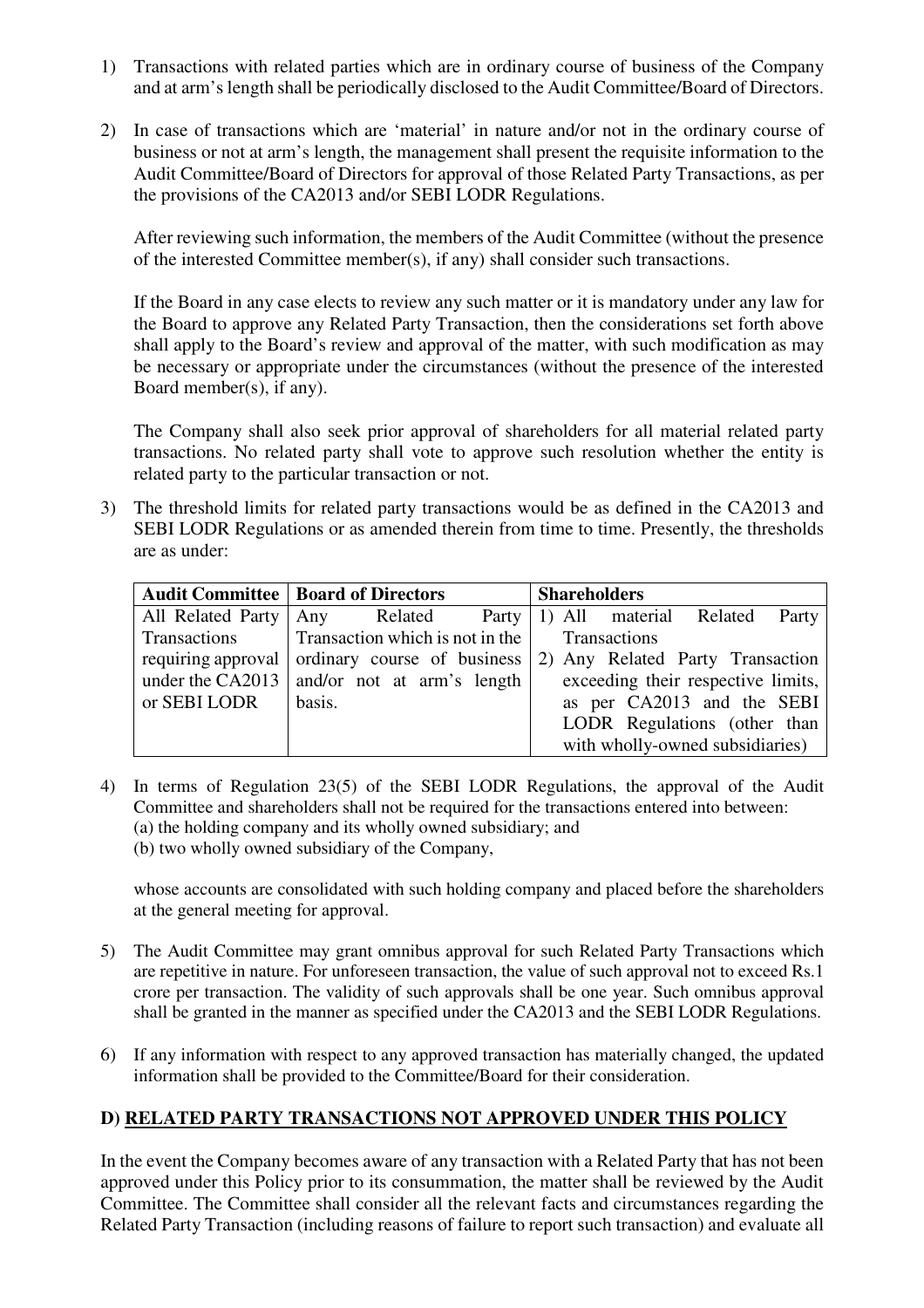1) Transactions with related parties which are in ordinary course of business of the Company and at arm's length shall be periodically disclosed to the Audit Committee/Board of Directors.

2) In case of transactions which are 'material' in nature and/or not in the ordinary course of business or not at arm's length, the management shall present the requisite information to the Audit Committee/Board of Directors for approval of those Related Party Transactions, as per the provisions of the CA2013 and/or SEBI LODR Regulations.

   After reviewing such information, the members of the Audit Committee (without the presence of the interested Committee member(s), if any) shall consider such transactions.

   If the Board in any case elects to review any such matter or it is mandatory under any law for the Board to approve any Related Party Transaction, then the considerations set forth above shall apply to the Board's review and approval of the matter, with such modification as may be necessary or appropriate under the circumstances (without the presence of the interested Board member(s), if any).

   The Company shall also seek prior approval of shareholders for all material related party transactions. No related party shall vote to approve such resolution whether the entity is related party to the particular transaction or not.

3) The threshold limits for related party transactions would be as defined in the CA2013 and SEBI LODR Regulations or as amended therein from time to time. Presently, the thresholds are as under:

| **Audit Committee** | **Board of Directors** | **Shareholders** |
|---|---|---|
| All Related Party Transactions requiring approval under the CA2013 or SEBI LODR | Any Related Party Transaction which is not in the ordinary course of business and/or not at arm's length basis. | 1) All material Related Party Transactions<br>2) Any Related Party Transaction exceeding their respective limits, as per CA2013 and the SEBI LODR Regulations (other than with wholly-owned subsidiaries) |

4) In terms of Regulation 23(5) of the SEBI LODR Regulations, the approval of the Audit Committee and shareholders shall not be required for the transactions entered into between:
   (a) the holding company and its wholly owned subsidiary; and
   (b) two wholly owned subsidiary of the Company,

   whose accounts are consolidated with such holding company and placed before the shareholders at the general meeting for approval.

5) The Audit Committee may grant omnibus approval for such Related Party Transactions which are repetitive in nature. For unforeseen transaction, the value of such approval not to exceed Rs.1 crore per transaction. The validity of such approvals shall be one year. Such omnibus approval shall be granted in the manner as specified under the CA2013 and the SEBI LODR Regulations.

6) If any information with respect to any approved transaction has materially changed, the updated information shall be provided to the Committee/Board for their consideration.

## D) RELATED PARTY TRANSACTIONS NOT APPROVED UNDER THIS POLICY

In the event the Company becomes aware of any transaction with a Related Party that has not been approved under this Policy prior to its consummation, the matter shall be reviewed by the Audit Committee. The Committee shall consider all the relevant facts and circumstances regarding the Related Party Transaction (including reasons of failure to report such transaction) and evaluate all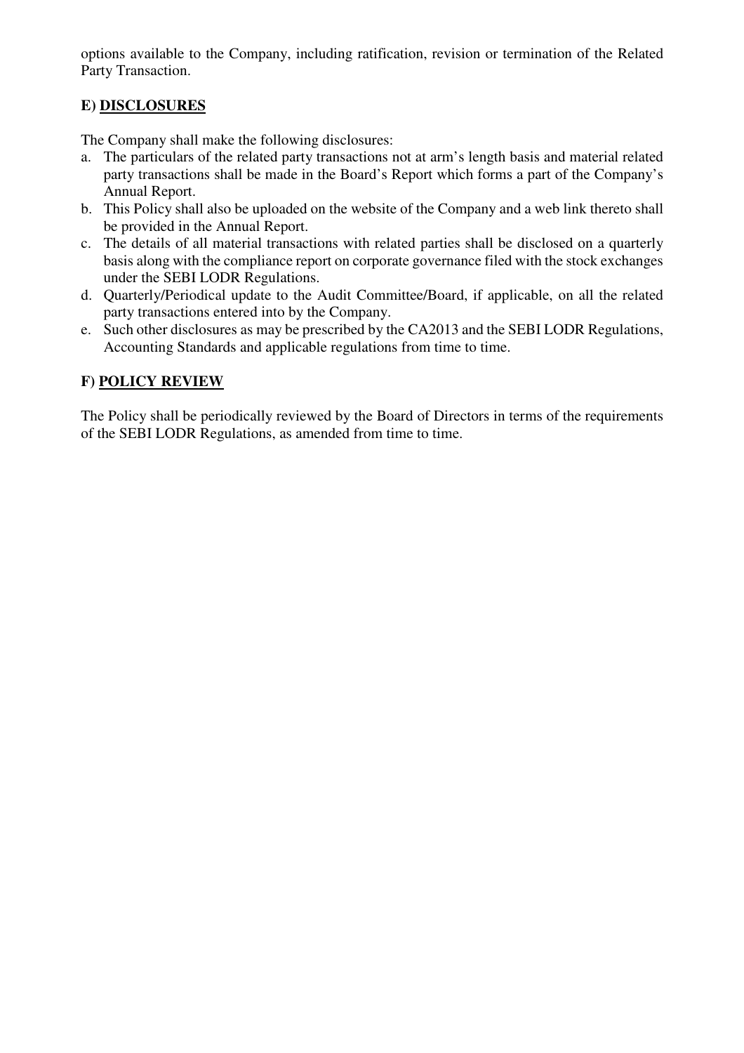options available to the Company, including ratification, revision or termination of the Related Party Transaction.

## E) <u>DISCLOSURES</u>

The Company shall make the following disclosures:

a. The particulars of the related party transactions not at arm's length basis and material related party transactions shall be made in the Board's Report which forms a part of the Company's Annual Report.
b. This Policy shall also be uploaded on the website of the Company and a web link thereto shall be provided in the Annual Report.
c. The details of all material transactions with related parties shall be disclosed on a quarterly basis along with the compliance report on corporate governance filed with the stock exchanges under the SEBI LODR Regulations.
d. Quarterly/Periodical update to the Audit Committee/Board, if applicable, on all the related party transactions entered into by the Company.
e. Such other disclosures as may be prescribed by the CA2013 and the SEBI LODR Regulations, Accounting Standards and applicable regulations from time to time.

## F) <u>POLICY REVIEW</u>

The Policy shall be periodically reviewed by the Board of Directors in terms of the requirements of the SEBI LODR Regulations, as amended from time to time.